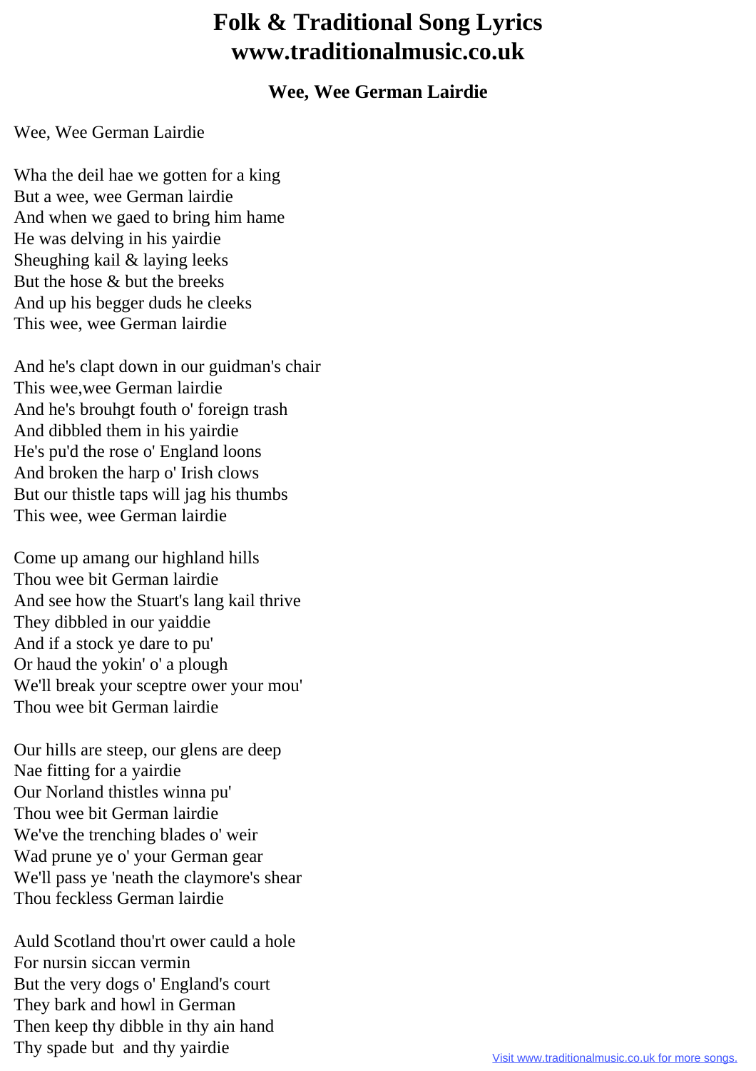# Folk & Traditional Song Lyrics
# www.traditionalmusic.co.uk

### Wee, Wee German Lairdie

Wee, Wee German Lairdie

Wha the deil hae we gotten for a king  
But a wee, wee German lairdie  
And when we gaed to bring him hame  
He was delving in his yairdie  
Sheughing kail & laying leeks  
But the hose & but the breeks  
And up his begger duds he cleeks  
This wee, wee German lairdie

And he's clapt down in our guidman's chair  
This wee,wee German lairdie  
And he's brouhgt fouth o' foreign trash  
And dibbled them in his yairdie  
He's pu'd the rose o' England loons  
And broken the harp o' Irish clows  
But our thistle taps will jag his thumbs  
This wee, wee German lairdie

Come up amang our highland hills  
Thou wee bit German lairdie  
And see how the Stuart's lang kail thrive  
They dibbled in our yaiddie  
And if a stock ye dare to pu'  
Or haud the yokin' o' a plough  
We'll break your sceptre ower your mou'  
Thou wee bit German lairdie

Our hills are steep, our glens are deep  
Nae fitting for a yairdie  
Our Norland thistles winna pu'  
Thou wee bit German lairdie  
We've the trenching blades o' weir  
Wad prune ye o' your German gear  
We'll pass ye 'neath the claymore's shear  
Thou feckless German lairdie

Auld Scotland thou'rt ower cauld a hole  
For nursin siccan vermin  
But the very dogs o' England's court  
They bark and howl in German  
Then keep thy dibble in thy ain hand  
Thy spade but and thy yairdie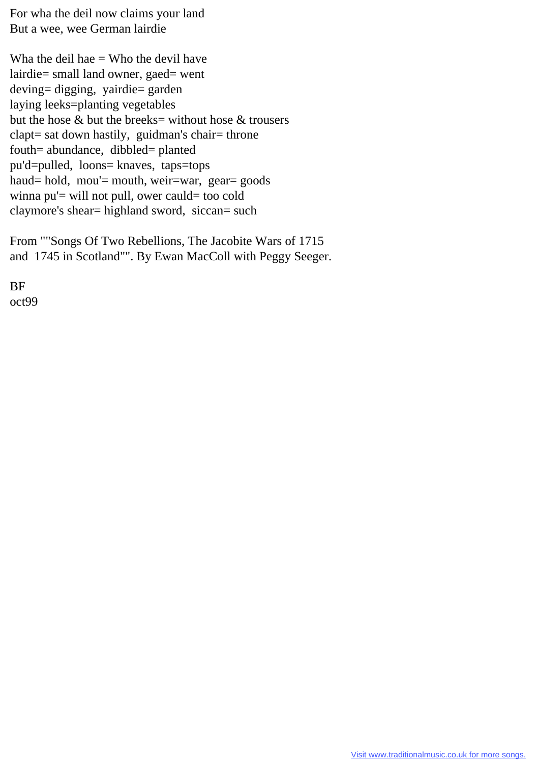For wha the deil now claims your land
But a wee, wee German lairdie

Wha the deil hae = Who the devil have
lairdie= small land owner, gaed= went
deving= digging, yairdie= garden
laying leeks=planting vegetables
but the hose & but the breeks= without hose & trousers
clapt= sat down hastily, guidman's chair= throne
fouth= abundance, dibbled= planted
pu'd=pulled, loons= knaves, taps=tops
haud= hold, mou'= mouth, weir=war, gear= goods
winna pu'= will not pull, ower cauld= too cold
claymore's shear= highland sword, siccan= such

From ""Songs Of Two Rebellions, The Jacobite Wars of 1715 and 1745 in Scotland"". By Ewan MacColl with Peggy Seeger.

BF
oct99

Visit www.traditionalmusic.co.uk for more songs.